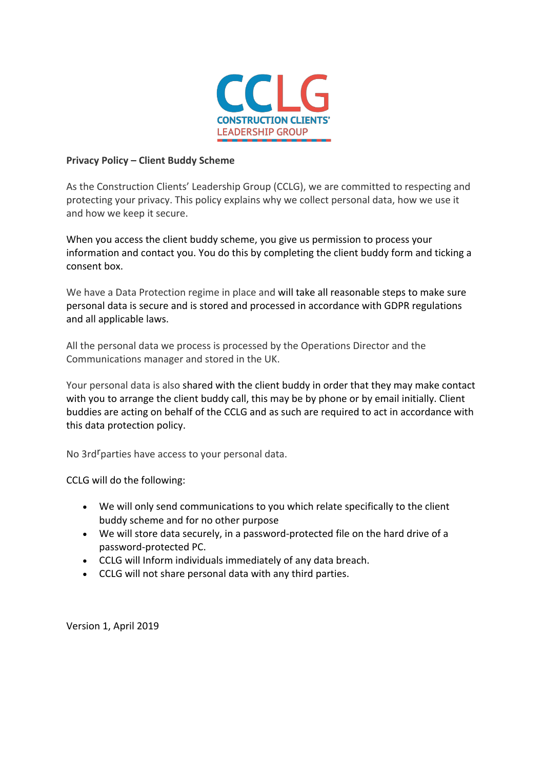CCLG
CONSTRUCTION CLIENTS'
LEADERSHIP GROUP

**Privacy Policy – Client Buddy Scheme**

As the Construction Clients' Leadership Group (CCLG), we are committed to respecting and protecting your privacy. This policy explains why we collect personal data, how we use it and how we keep it secure.

When you access the client buddy scheme, you give us permission to process your information and contact you. You do this by completing the client buddy form and ticking a consent box.

We have a Data Protection regime in place and will take all reasonable steps to make sure personal data is secure and is stored and processed in accordance with GDPR regulations and all applicable laws.

All the personal data we process is processed by the Operations Director and the Communications manager and stored in the UK.

Your personal data is also shared with the client buddy in order that they may make contact with you to arrange the client buddy call, this may be by phone or by email initially. Client buddies are acting on behalf of the CCLG and as such are required to act in accordance with this data protection policy.

No 3rd[r] parties have access to your personal data.

CCLG will do the following:

- We will only send communications to you which relate specifically to the client buddy scheme and for no other purpose
- We will store data securely, in a password-protected file on the hard drive of a password-protected PC.
- CCLG will Inform individuals immediately of any data breach.
- CCLG will not share personal data with any third parties.

Version 1, April 2019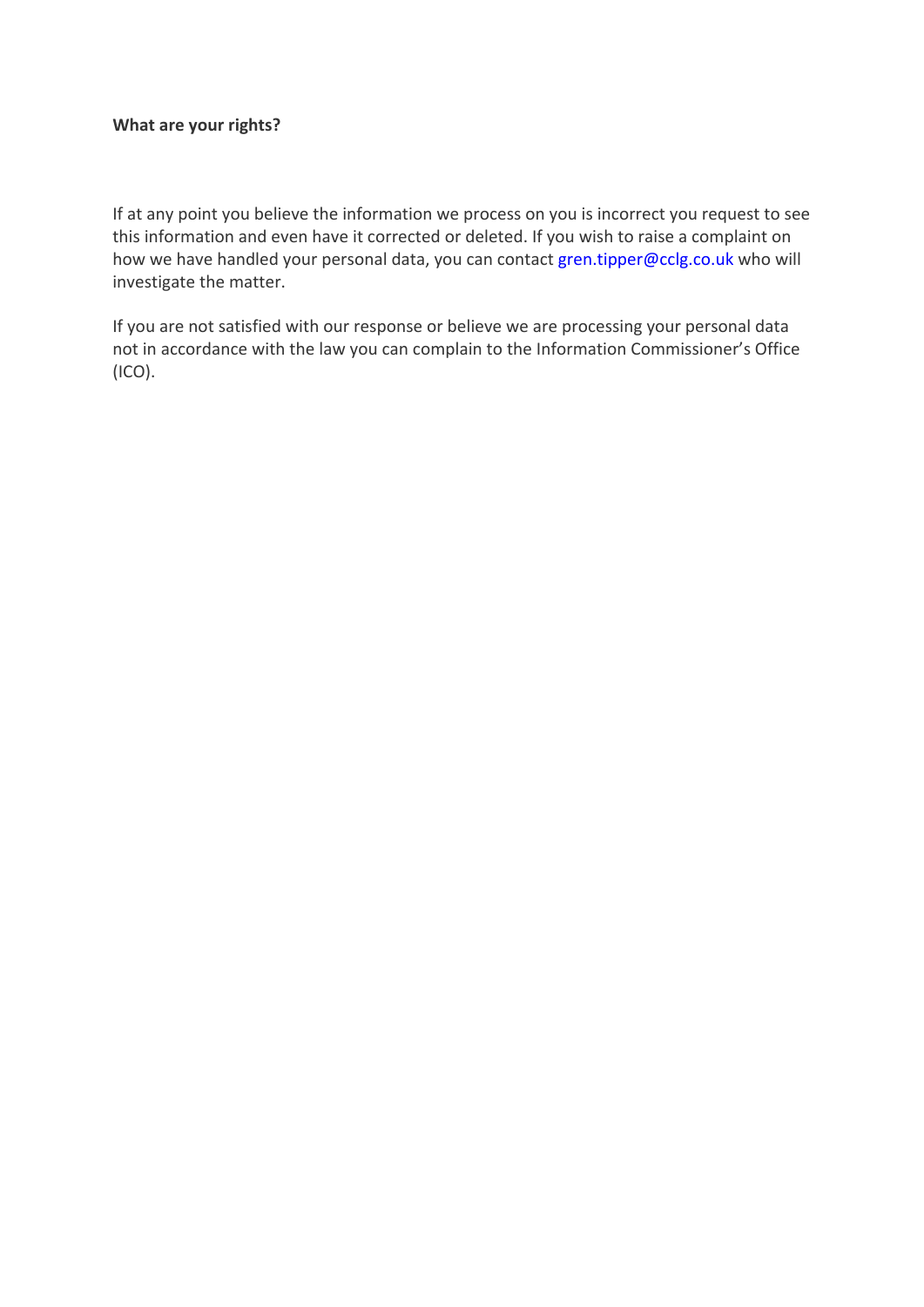**What are your rights?**

If at any point you believe the information we process on you is incorrect you request to see this information and even have it corrected or deleted. If you wish to raise a complaint on how we have handled your personal data, you can contact gren.tipper@cclg.co.uk who will investigate the matter.

If you are not satisfied with our response or believe we are processing your personal data not in accordance with the law you can complain to the Information Commissioner's Office (ICO).